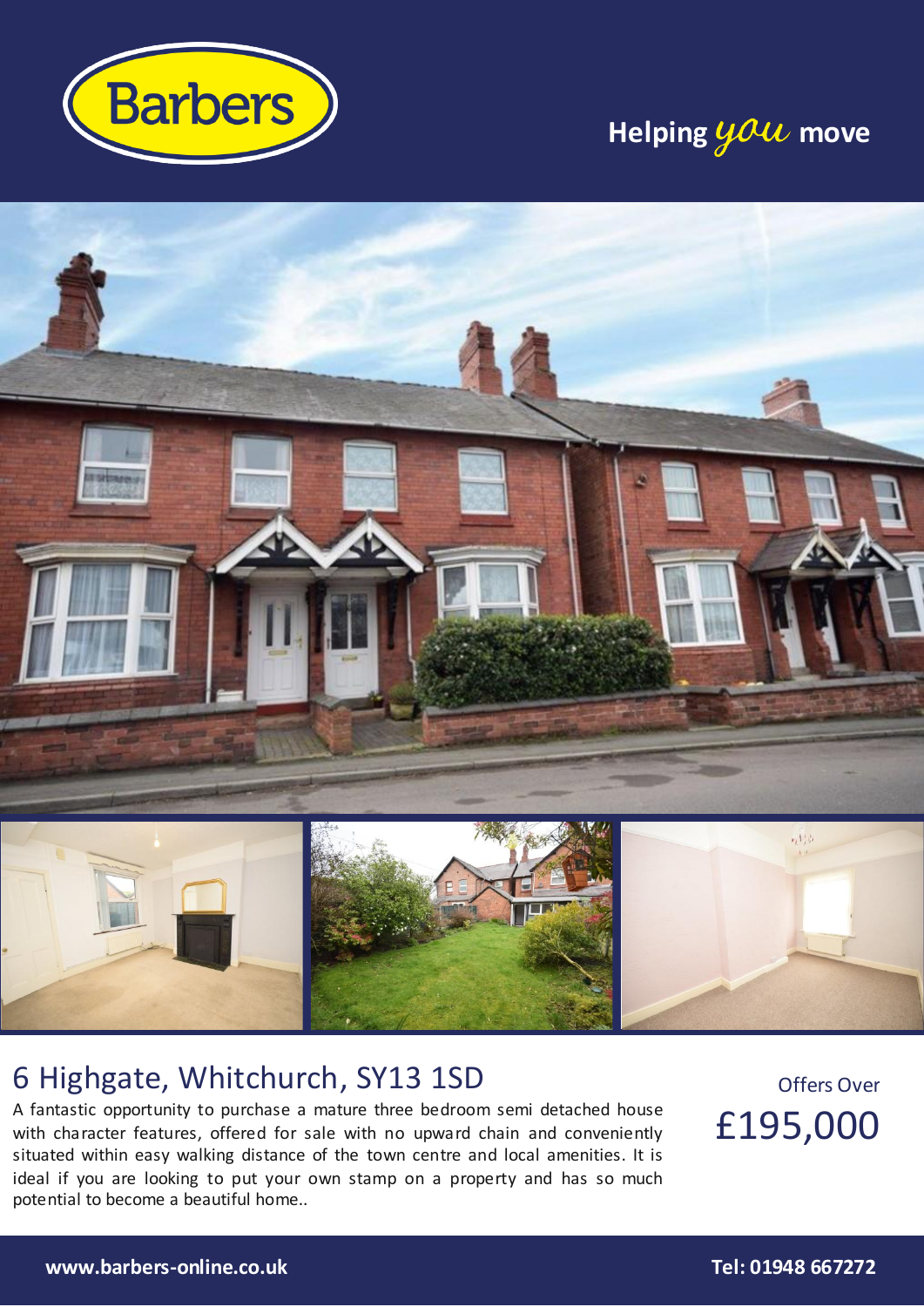Barbers

Helping *you* move

# 6 Highgate, Whitchurch, SY13 1SD

Offers Over

£195,000

A fantastic opportunity to purchase a mature three bedroom semi detached house with character features, offered for sale with no upward chain and conveniently situated within easy walking distance of the town centre and local amenities. It is ideal if you are looking to put your own stamp on a property and has so much potential to become a beautiful home..

**www.barbers-online.co.uk**

**Tel: 01948 667272**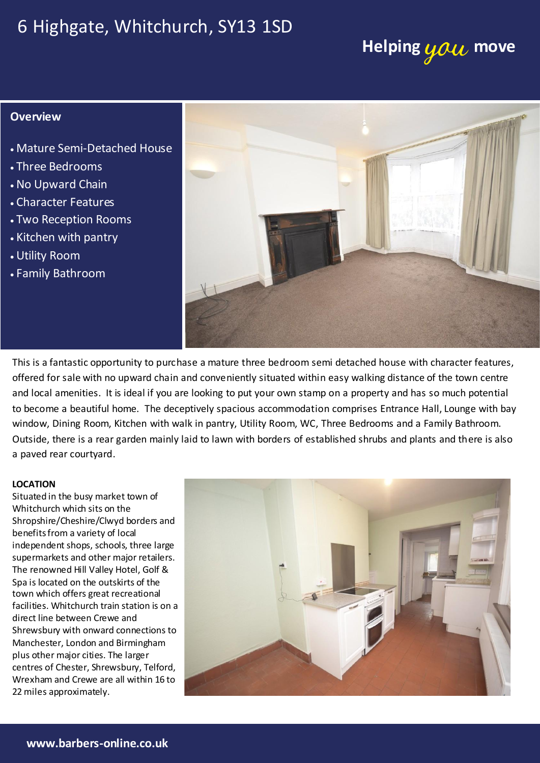# 6 Highgate, Whitchurch, SY13 1SD

Helping *you* move

## Overview

- Mature Semi-Detached House
- Three Bedrooms
- No Upward Chain
- Character Features
- Two Reception Rooms
- Kitchen with pantry
- Utility Room
- Family Bathroom

This is a fantastic opportunity to purchase a mature three bedroom semi detached house with character features, offered for sale with no upward chain and conveniently situated within easy walking distance of the town centre and local amenities. It is ideal if you are looking to put your own stamp on a property and has so much potential to become a beautiful home. The deceptively spacious accommodation comprises Entrance Hall, Lounge with bay window, Dining Room, Kitchen with walk in pantry, Utility Room, WC, Three Bedrooms and a Family Bathroom. Outside, there is a rear garden mainly laid to lawn with borders of established shrubs and plants and there is also a paved rear courtyard.

**LOCATION**

Situated in the busy market town of Whitchurch which sits on the Shropshire/Cheshire/Clwyd borders and benefits from a variety of local independent shops, schools, three large supermarkets and other major retailers. The renowned Hill Valley Hotel, Golf & Spa is located on the outskirts of the town which offers great recreational facilities. Whitchurch train station is on a direct line between Crewe and Shrewsbury with onward connections to Manchester, London and Birmingham plus other major cities. The larger centres of Chester, Shrewsbury, Telford, Wrexham and Crewe are all within 16 to 22 miles approximately.

**www.barbers-online.co.uk**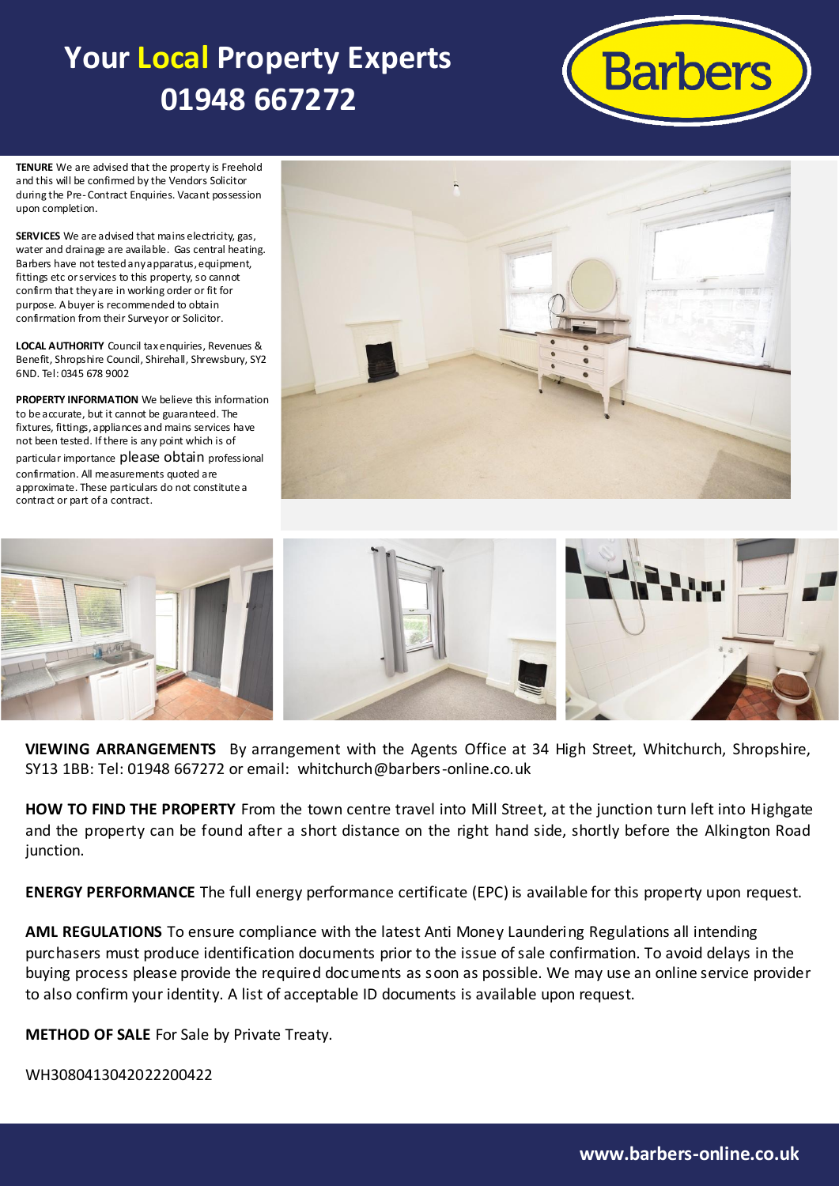# Your Local Property Experts 01948 667272

Barbers

**TENURE** We are advised that the property is Freehold and this will be confirmed by the Vendors Solicitor during the Pre-Contract Enquiries. Vacant possession upon completion.

**SERVICES** We are advised that mains electricity, gas, water and drainage are available. Gas central heating. Barbers have not tested any apparatus, equipment, fittings etc or services to this property, so cannot confirm that they are in working order or fit for purpose. A buyer is recommended to obtain confirmation from their Surveyor or Solicitor.

**LOCAL AUTHORITY** Council tax enquiries, Revenues & Benefit, Shropshire Council, Shirehall, Shrewsbury, SY2 6ND. Tel: 0345 678 9002

**PROPERTY INFORMATION** We believe this information to be accurate, but it cannot be guaranteed. The fixtures, fittings, appliances and mains services have not been tested. If there is any point which is of particular importance please obtain professional confirmation. All measurements quoted are approximate. These particulars do not constitute a contract or part of a contract.

**VIEWING ARRANGEMENTS** By arrangement with the Agents Office at 34 High Street, Whitchurch, Shropshire, SY13 1BB: Tel: 01948 667272 or email: whitchurch@barbers-online.co.uk

**HOW TO FIND THE PROPERTY** From the town centre travel into Mill Street, at the junction turn left into Highgate and the property can be found after a short distance on the right hand side, shortly before the Alkington Road junction.

**ENERGY PERFORMANCE** The full energy performance certificate (EPC) is available for this property upon request.

**AML REGULATIONS** To ensure compliance with the latest Anti Money Laundering Regulations all intending purchasers must produce identification documents prior to the issue of sale confirmation. To avoid delays in the buying process please provide the required documents as soon as possible. We may use an online service provider to also confirm your identity. A list of acceptable ID documents is available upon request.

**METHOD OF SALE** For Sale by Private Treaty.

WH3080413042022200422

www.barbers-online.co.uk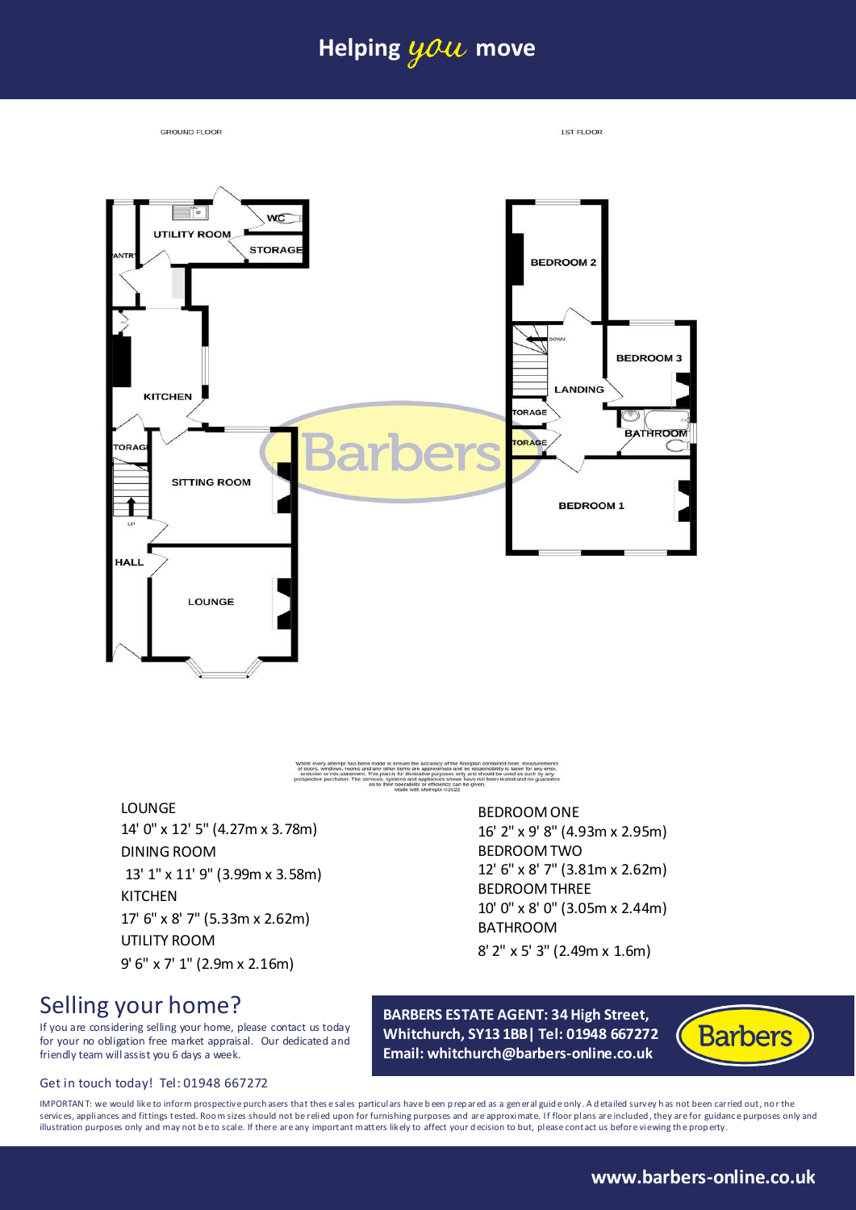Helping *you* move

GROUND FLOOR

1ST FLOOR

UTILITY ROOM

WC

STORAGE

PANTRY

KITCHEN

STORAGE

SITTING ROOM

UP

HALL

LOUNGE

BEDROOM 2

DOWN

BEDROOM 3

LANDING

STORAGE

STORAGE

BATHROOM

BEDROOM 1

Whilst every attempt has been made to ensure the accuracy of the floorplan contained here, measurements of doors, windows, rooms and any other items are approximate and no responsibility is taken for any error, omission or mis-statement. This plan is for illustrative purposes only and should be used as such by any prospective purchaser. The services, systems and appliances shown have not been tested and no guarantee as to their operability or efficiency can be given.
Made with Metropix ©2022

LOUNGE
14' 0" x 12' 5" (4.27m x 3.78m)
DINING ROOM
13' 1" x 11' 9" (3.99m x 3.58m)
KITCHEN
17' 6" x 8' 7" (5.33m x 2.62m)
UTILITY ROOM
9' 6" x 7' 1" (2.9m x 2.16m)

BEDROOM ONE
16' 2" x 9' 8" (4.93m x 2.95m)
BEDROOM TWO
12' 6" x 8' 7" (3.81m x 2.62m)
BEDROOM THREE
10' 0" x 8' 0" (3.05m x 2.44m)
BATHROOM
8' 2" x 5' 3" (2.49m x 1.6m)

## Selling your home?

If you are considering selling your home, please contact us today for your no obligation free market appraisal. Our dedicated and friendly team will assist you 6 days a week.

Get in touch today! Tel: 01948 667272

**BARBERS ESTATE AGENT: 34 High Street, Whitchurch, SY13 1BB| Tel: 01948 667272**
**Email: whitchurch@barbers-online.co.uk**

Barbers

IMPORTANT: we would like to inform prospective purchasers that these sales particulars have been prepared as a general guide only. A detailed survey has not been carried out, nor the services, appliances and fittings tested. Room sizes should not be relied upon for furnishing purposes and are approximate. If floor plans are included, they are for guidance purposes only and illustration purposes only and may not be to scale. If there are any important matters likely to affect your decision to but, please contact us before viewing the property.

**www.barbers-online.co.uk**